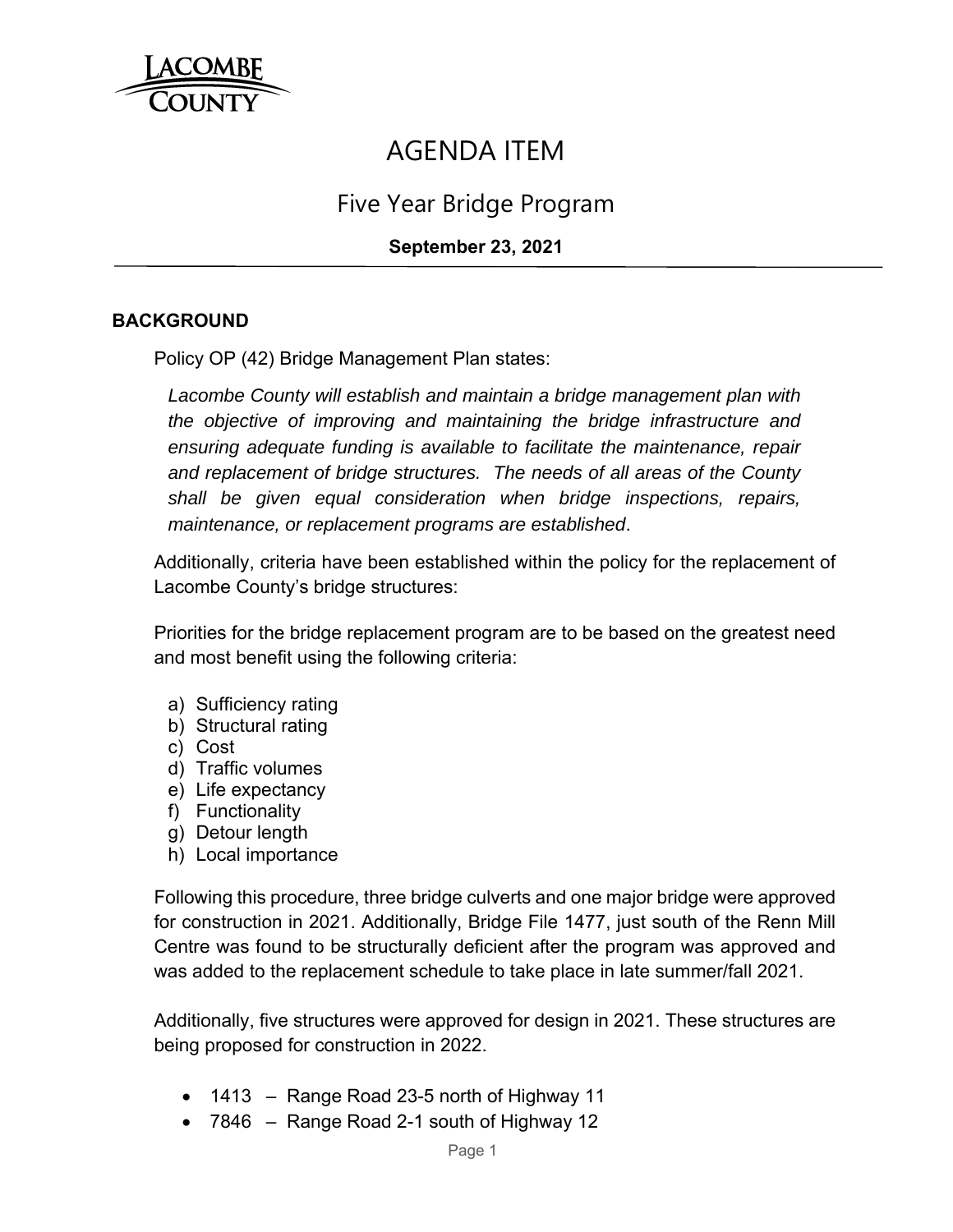LACOMBE COUNTY

# AGENDA ITEM

## Five Year Bridge Program

**September 23, 2021**

### BACKGROUND

Policy OP (42) Bridge Management Plan states:

*Lacombe County will establish and maintain a bridge management plan with the objective of improving and maintaining the bridge infrastructure and ensuring adequate funding is available to facilitate the maintenance, repair and replacement of bridge structures. The needs of all areas of the County shall be given equal consideration when bridge inspections, repairs, maintenance, or replacement programs are established*.

Additionally, criteria have been established within the policy for the replacement of Lacombe County's bridge structures:

Priorities for the bridge replacement program are to be based on the greatest need and most benefit using the following criteria:

a) Sufficiency rating
b) Structural rating
c) Cost
d) Traffic volumes
e) Life expectancy
f) Functionality
g) Detour length
h) Local importance

Following this procedure, three bridge culverts and one major bridge were approved for construction in 2021. Additionally, Bridge File 1477, just south of the Renn Mill Centre was found to be structurally deficient after the program was approved and was added to the replacement schedule to take place in late summer/fall 2021.

Additionally, five structures were approved for design in 2021. These structures are being proposed for construction in 2022.

- 1413 – Range Road 23-5 north of Highway 11
- 7846 – Range Road 2-1 south of Highway 12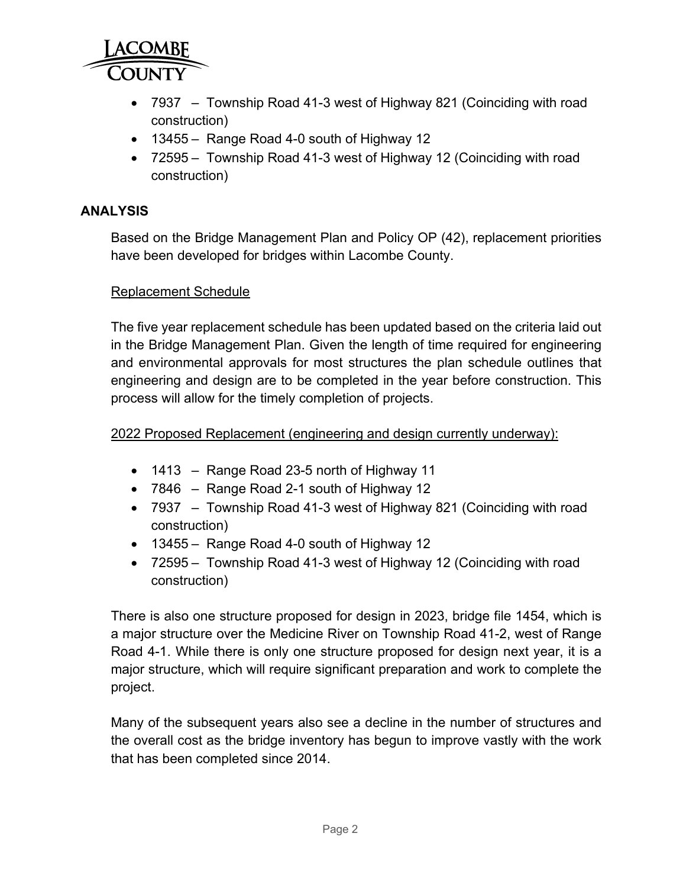- 7937 – Township Road 41-3 west of Highway 821 (Coinciding with road construction)
- 13455 – Range Road 4-0 south of Highway 12
- 72595 – Township Road 41-3 west of Highway 12 (Coinciding with road construction)

## ANALYSIS

Based on the Bridge Management Plan and Policy OP (42), replacement priorities have been developed for bridges within Lacombe County.

<u>Replacement Schedule</u>

The five year replacement schedule has been updated based on the criteria laid out in the Bridge Management Plan. Given the length of time required for engineering and environmental approvals for most structures the plan schedule outlines that engineering and design are to be completed in the year before construction. This process will allow for the timely completion of projects.

<u>2022 Proposed Replacement (engineering and design currently underway):</u>

- 1413 – Range Road 23-5 north of Highway 11
- 7846 – Range Road 2-1 south of Highway 12
- 7937 – Township Road 41-3 west of Highway 821 (Coinciding with road construction)
- 13455 – Range Road 4-0 south of Highway 12
- 72595 – Township Road 41-3 west of Highway 12 (Coinciding with road construction)

There is also one structure proposed for design in 2023, bridge file 1454, which is a major structure over the Medicine River on Township Road 41-2, west of Range Road 4-1. While there is only one structure proposed for design next year, it is a major structure, which will require significant preparation and work to complete the project.

Many of the subsequent years also see a decline in the number of structures and the overall cost as the bridge inventory has begun to improve vastly with the work that has been completed since 2014.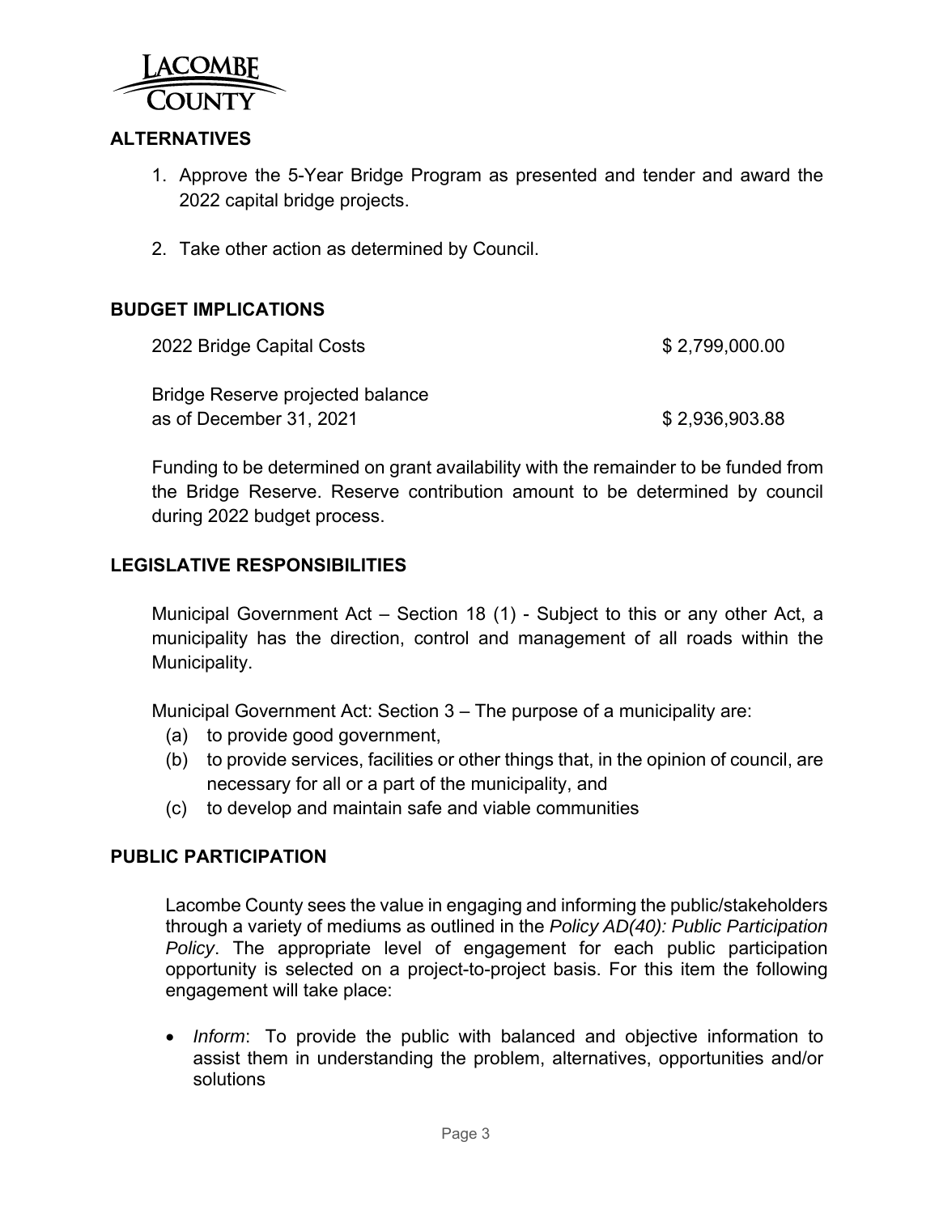## ALTERNATIVES

1. Approve the 5-Year Bridge Program as presented and tender and award the 2022 capital bridge projects.
2. Take other action as determined by Council.

## BUDGET IMPLICATIONS

| | |
|---|---|
| 2022 Bridge Capital Costs | $ 2,799,000.00 |
| Bridge Reserve projected balance as of December 31, 2021 | $ 2,936,903.88 |

Funding to be determined on grant availability with the remainder to be funded from the Bridge Reserve. Reserve contribution amount to be determined by council during 2022 budget process.

## LEGISLATIVE RESPONSIBILITIES

Municipal Government Act – Section 18 (1) - Subject to this or any other Act, a municipality has the direction, control and management of all roads within the Municipality.

Municipal Government Act: Section 3 – The purpose of a municipality are:

(a) to provide good government,
(b) to provide services, facilities or other things that, in the opinion of council, are necessary for all or a part of the municipality, and
(c) to develop and maintain safe and viable communities

## PUBLIC PARTICIPATION

Lacombe County sees the value in engaging and informing the public/stakeholders through a variety of mediums as outlined in the *Policy AD(40): Public Participation Policy*. The appropriate level of engagement for each public participation opportunity is selected on a project-to-project basis. For this item the following engagement will take place:

- *Inform*: To provide the public with balanced and objective information to assist them in understanding the problem, alternatives, opportunities and/or solutions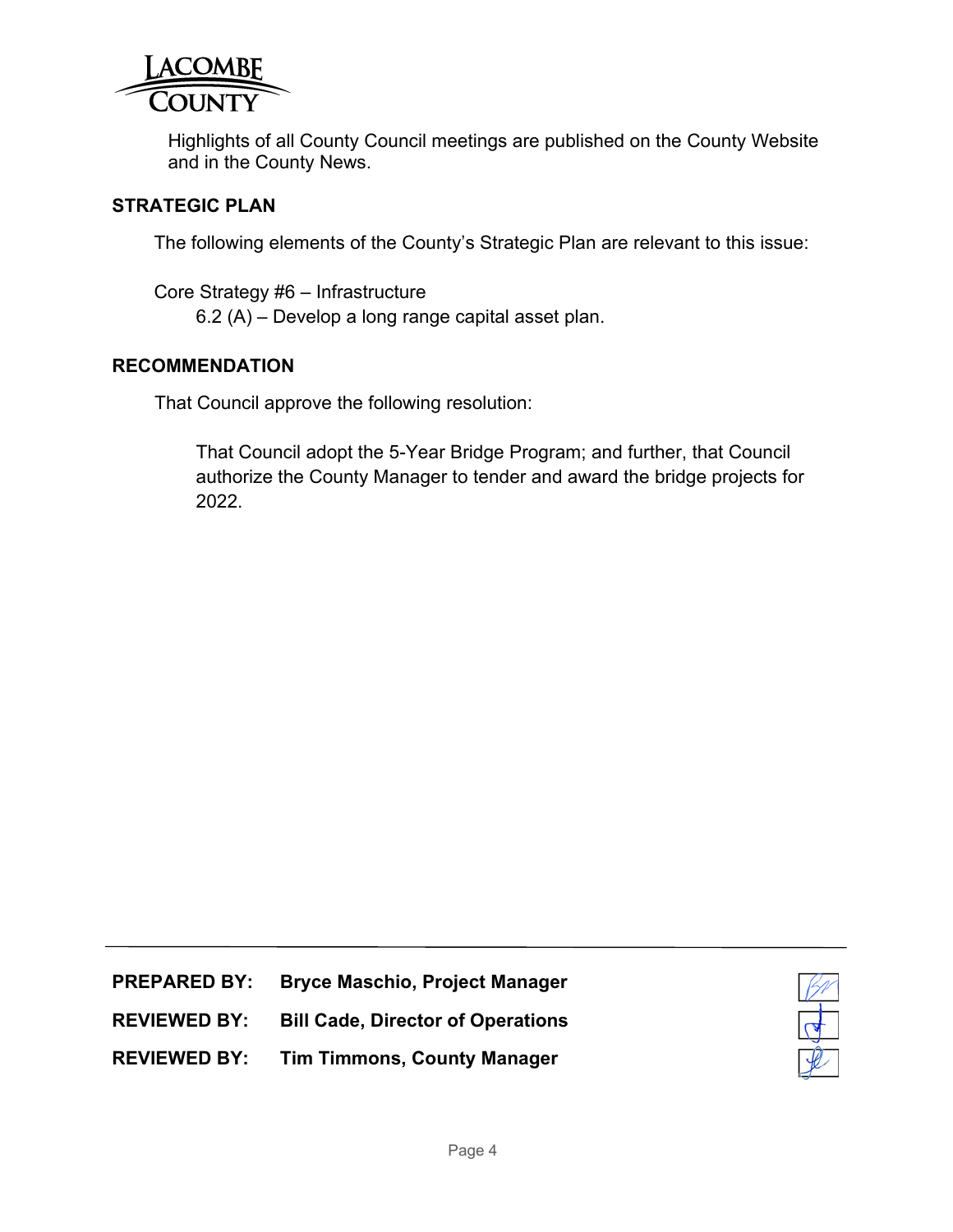Highlights of all County Council meetings are published on the County Website and in the County News.

## STRATEGIC PLAN

The following elements of the County's Strategic Plan are relevant to this issue:

Core Strategy #6 – Infrastructure
- 6.2 (A) – Develop a long range capital asset plan.

## RECOMMENDATION

That Council approve the following resolution:

> That Council adopt the 5-Year Bridge Program; and further, that Council authorize the County Manager to tender and award the bridge projects for 2022.

---

**PREPARED BY:** **Bryce Maschio, Project Manager**

**REVIEWED BY:** **Bill Cade, Director of Operations**

**REVIEWED BY:** **Tim Timmons, County Manager**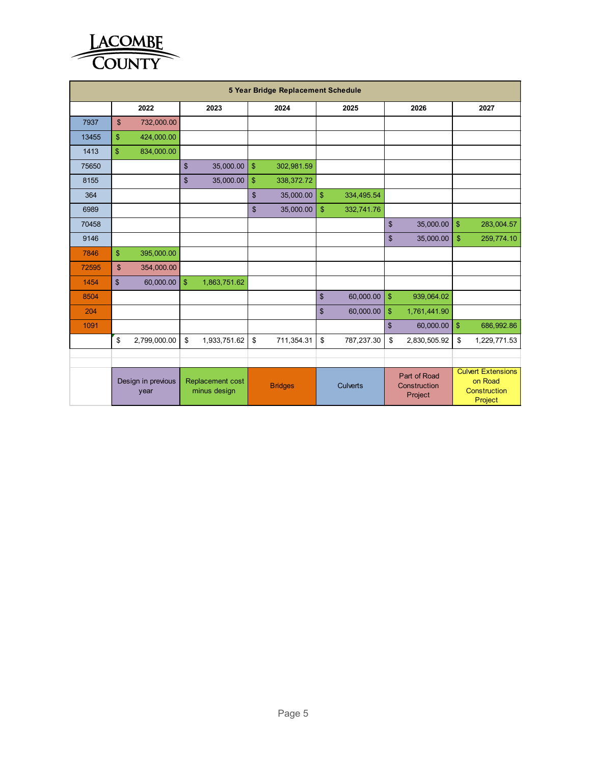**Lacombe County**

| 5 Year Bridge Replacement Schedule | | | | | | |
|---|---|---|---|---|---|---|
| | 2022 | 2023 | 2024 | 2025 | 2026 | 2027 |
| 7937 | $ 732,000.00 | | | | | |
| 13455 | $ 424,000.00 | | | | | |
| 1413 | $ 834,000.00 | | | | | |
| 75650 | | $ 35,000.00 | $ 302,981.59 | | | |
| 8155 | | $ 35,000.00 | $ 338,372.72 | | | |
| 364 | | | $ 35,000.00 | $ 334,495.54 | | |
| 6989 | | | $ 35,000.00 | $ 332,741.76 | | |
| 70458 | | | | | $ 35,000.00 | $ 283,004.57 |
| 9146 | | | | | $ 35,000.00 | $ 259,774.10 |
| 7846 | $ 395,000.00 | | | | | |
| 72595 | $ 354,000.00 | | | | | |
| 1454 | $ 60,000.00 | $ 1,863,751.62 | | | | |
| 8504 | | | | $ 60,000.00 | $ 939,064.02 | |
| 204 | | | | $ 60,000.00 | $ 1,761,441.90 | |
| 1091 | | | | | $ 60,000.00 | $ 686,992.86 |
| | $ 2,799,000.00 | $ 1,933,751.62 | $ 711,354.31 | $ 787,237.30 | $ 2,830,505.92 | $ 1,229,771.53 |

| | | | | | | |
|---|---|---|---|---|---|---|
| | Design in previous year | Replacement cost minus design | Bridges | Culverts | Part of Road Construction Project | Culvert Extensions on Road Construction Project |